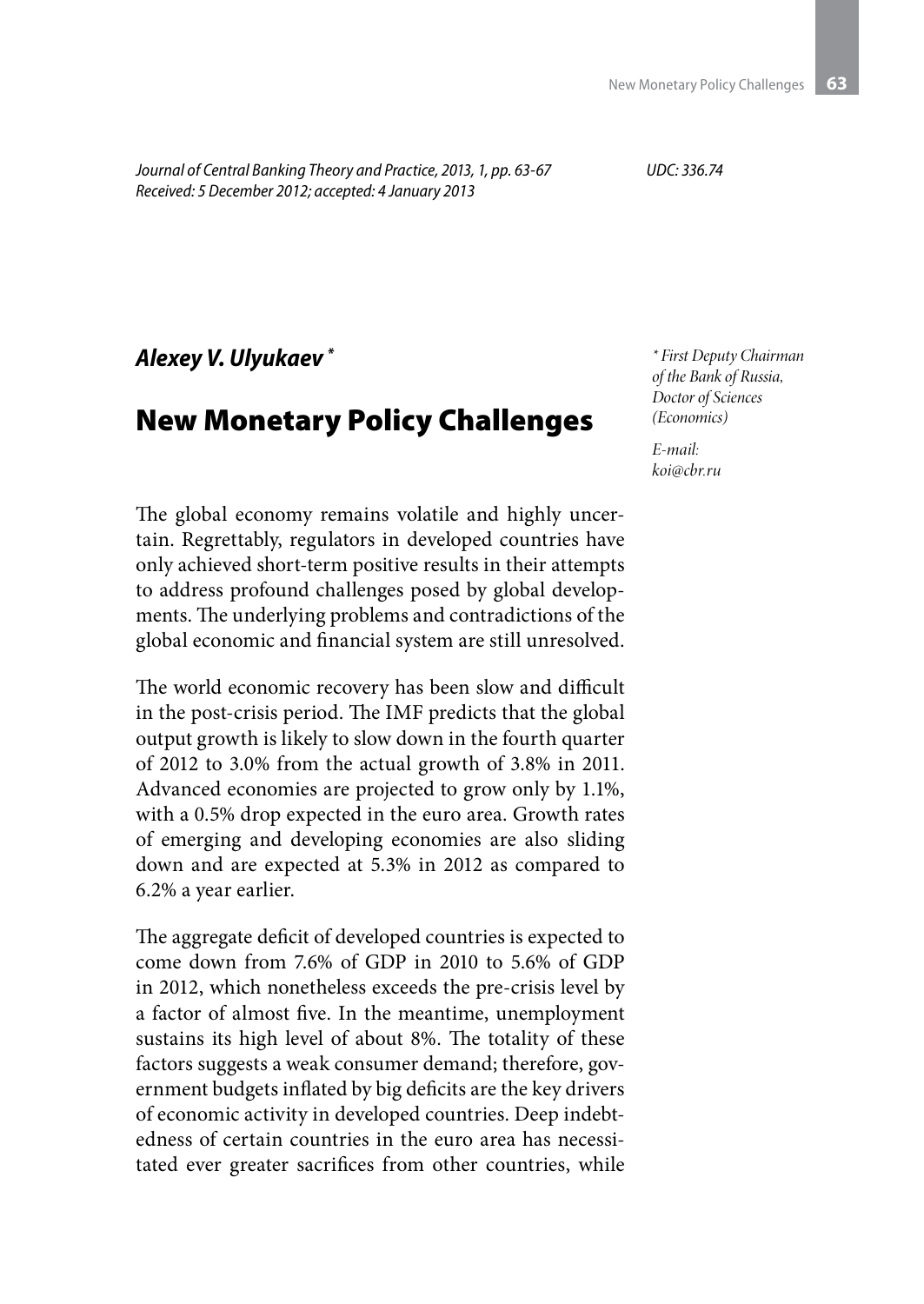*Journal of Central Banking Theory and Practice, 2013, 1, pp. 63-67*
*Received: 5 December 2012; accepted: 4 January 2013*

*UDC: 336.74*

***Alexey V. Ulyukaev*** [*]

\* *First Deputy Chairman of the Bank of Russia, Doctor of Sciences (Economics)*

*E-mail: koi@cbr.ru*

# New Monetary Policy Challenges

The global economy remains volatile and highly uncertain. Regrettably, regulators in developed countries have only achieved short-term positive results in their attempts to address profound challenges posed by global developments. The underlying problems and contradictions of the global economic and financial system are still unresolved.

The world economic recovery has been slow and difficult in the post-crisis period. The IMF predicts that the global output growth is likely to slow down in the fourth quarter of 2012 to 3.0% from the actual growth of 3.8% in 2011. Advanced economies are projected to grow only by 1.1%, with a 0.5% drop expected in the euro area. Growth rates of emerging and developing economies are also sliding down and are expected at 5.3% in 2012 as compared to 6.2% a year earlier.

The aggregate deficit of developed countries is expected to come down from 7.6% of GDP in 2010 to 5.6% of GDP in 2012, which nonetheless exceeds the pre-crisis level by a factor of almost five. In the meantime, unemployment sustains its high level of about 8%. The totality of these factors suggests a weak consumer demand; therefore, government budgets inflated by big deficits are the key drivers of economic activity in developed countries. Deep indebtedness of certain countries in the euro area has necessitated ever greater sacrifices from other countries, while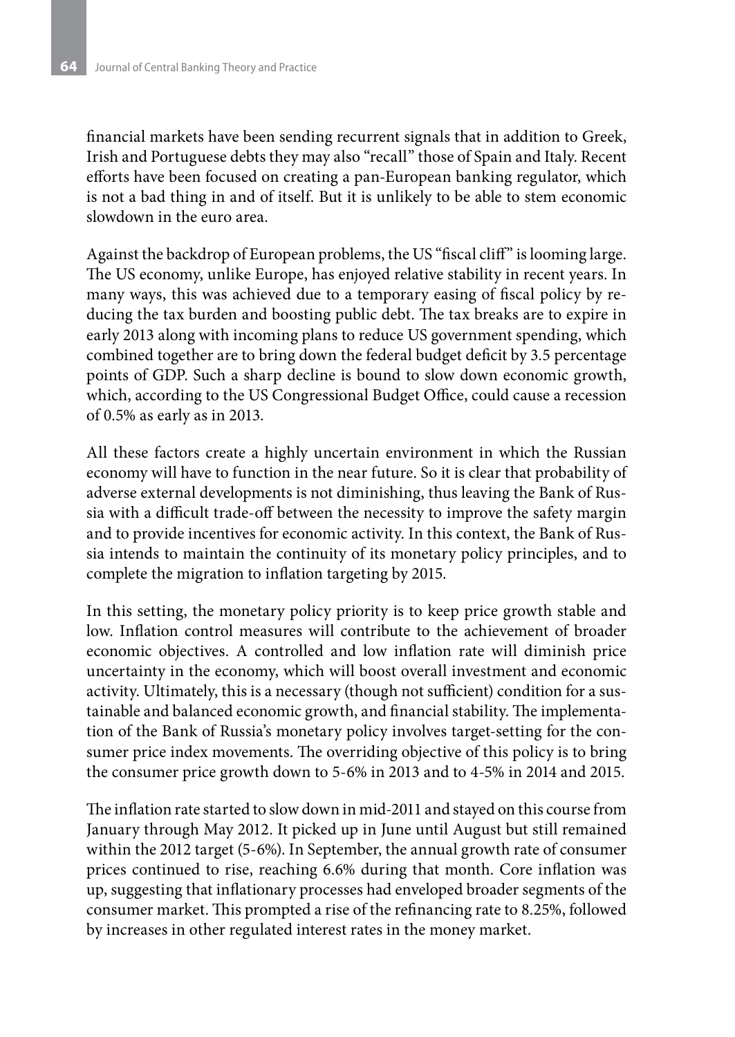financial markets have been sending recurrent signals that in addition to Greek, Irish and Portuguese debts they may also "recall" those of Spain and Italy. Recent efforts have been focused on creating a pan-European banking regulator, which is not a bad thing in and of itself. But it is unlikely to be able to stem economic slowdown in the euro area.

Against the backdrop of European problems, the US "fiscal cliff" is looming large. The US economy, unlike Europe, has enjoyed relative stability in recent years. In many ways, this was achieved due to a temporary easing of fiscal policy by reducing the tax burden and boosting public debt. The tax breaks are to expire in early 2013 along with incoming plans to reduce US government spending, which combined together are to bring down the federal budget deficit by 3.5 percentage points of GDP. Such a sharp decline is bound to slow down economic growth, which, according to the US Congressional Budget Office, could cause a recession of 0.5% as early as in 2013.

All these factors create a highly uncertain environment in which the Russian economy will have to function in the near future. So it is clear that probability of adverse external developments is not diminishing, thus leaving the Bank of Russia with a difficult trade-off between the necessity to improve the safety margin and to provide incentives for economic activity. In this context, the Bank of Russia intends to maintain the continuity of its monetary policy principles, and to complete the migration to inflation targeting by 2015.

In this setting, the monetary policy priority is to keep price growth stable and low. Inflation control measures will contribute to the achievement of broader economic objectives. A controlled and low inflation rate will diminish price uncertainty in the economy, which will boost overall investment and economic activity. Ultimately, this is a necessary (though not sufficient) condition for a sustainable and balanced economic growth, and financial stability. The implementation of the Bank of Russia's monetary policy involves target-setting for the consumer price index movements. The overriding objective of this policy is to bring the consumer price growth down to 5-6% in 2013 and to 4-5% in 2014 and 2015.

The inflation rate started to slow down in mid-2011 and stayed on this course from January through May 2012. It picked up in June until August but still remained within the 2012 target (5-6%). In September, the annual growth rate of consumer prices continued to rise, reaching 6.6% during that month. Core inflation was up, suggesting that inflationary processes had enveloped broader segments of the consumer market. This prompted a rise of the refinancing rate to 8.25%, followed by increases in other regulated interest rates in the money market.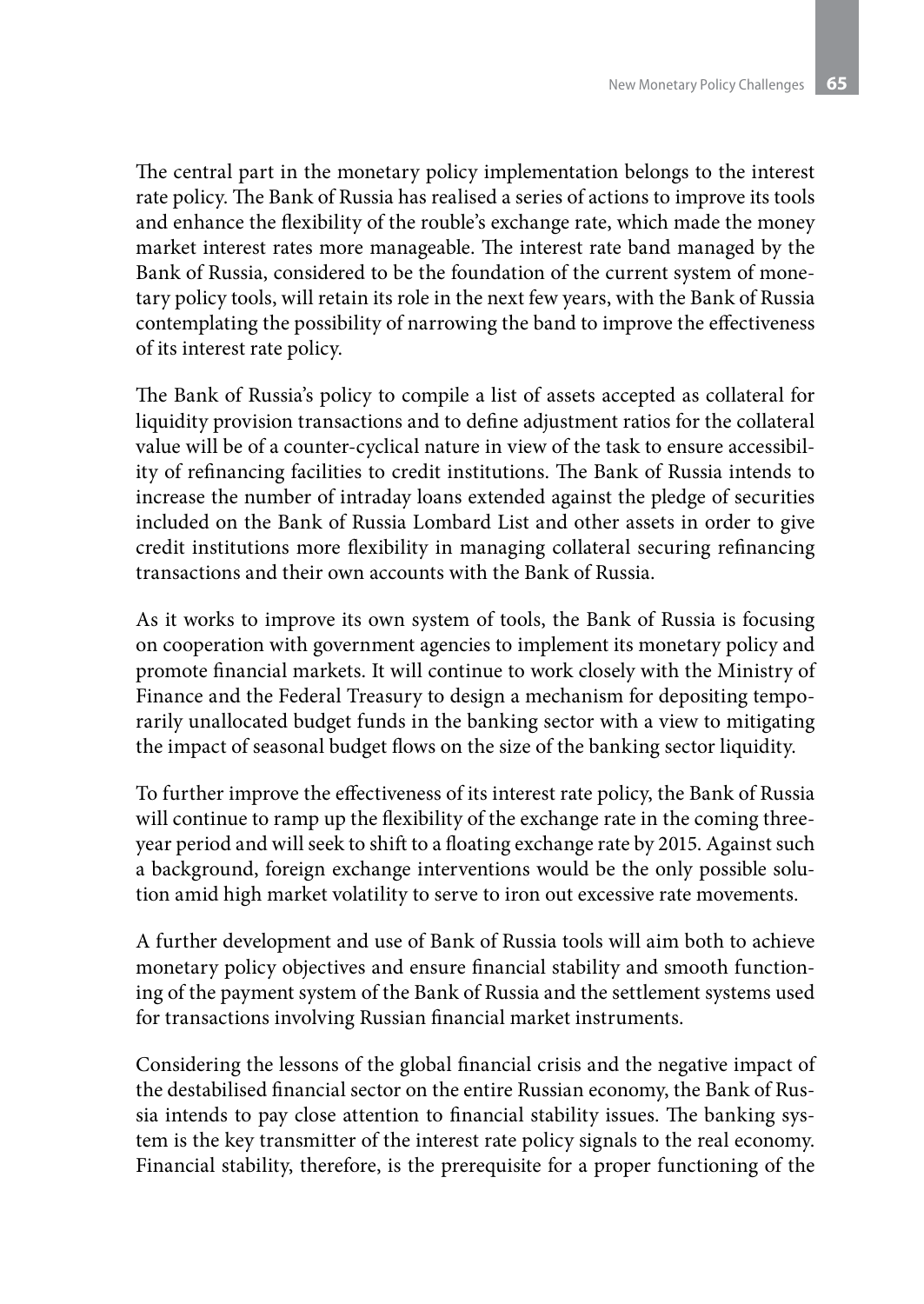The central part in the monetary policy implementation belongs to the interest rate policy. The Bank of Russia has realised a series of actions to improve its tools and enhance the flexibility of the rouble's exchange rate, which made the money market interest rates more manageable. The interest rate band managed by the Bank of Russia, considered to be the foundation of the current system of monetary policy tools, will retain its role in the next few years, with the Bank of Russia contemplating the possibility of narrowing the band to improve the effectiveness of its interest rate policy.

The Bank of Russia's policy to compile a list of assets accepted as collateral for liquidity provision transactions and to define adjustment ratios for the collateral value will be of a counter-cyclical nature in view of the task to ensure accessibility of refinancing facilities to credit institutions. The Bank of Russia intends to increase the number of intraday loans extended against the pledge of securities included on the Bank of Russia Lombard List and other assets in order to give credit institutions more flexibility in managing collateral securing refinancing transactions and their own accounts with the Bank of Russia.

As it works to improve its own system of tools, the Bank of Russia is focusing on cooperation with government agencies to implement its monetary policy and promote financial markets. It will continue to work closely with the Ministry of Finance and the Federal Treasury to design a mechanism for depositing temporarily unallocated budget funds in the banking sector with a view to mitigating the impact of seasonal budget flows on the size of the banking sector liquidity.

To further improve the effectiveness of its interest rate policy, the Bank of Russia will continue to ramp up the flexibility of the exchange rate in the coming three-year period and will seek to shift to a floating exchange rate by 2015. Against such a background, foreign exchange interventions would be the only possible solution amid high market volatility to serve to iron out excessive rate movements.

A further development and use of Bank of Russia tools will aim both to achieve monetary policy objectives and ensure financial stability and smooth functioning of the payment system of the Bank of Russia and the settlement systems used for transactions involving Russian financial market instruments.

Considering the lessons of the global financial crisis and the negative impact of the destabilised financial sector on the entire Russian economy, the Bank of Russia intends to pay close attention to financial stability issues. The banking system is the key transmitter of the interest rate policy signals to the real economy. Financial stability, therefore, is the prerequisite for a proper functioning of the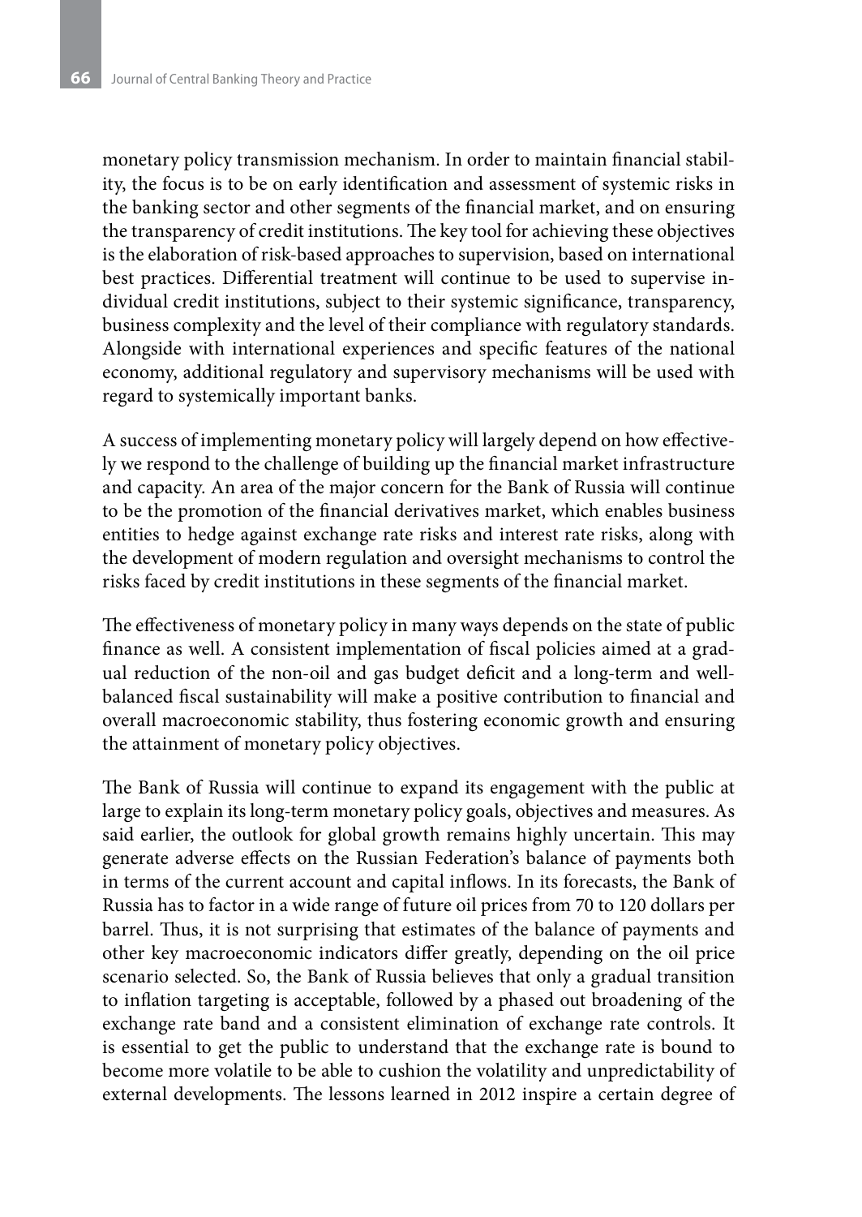monetary policy transmission mechanism. In order to maintain financial stability, the focus is to be on early identification and assessment of systemic risks in the banking sector and other segments of the financial market, and on ensuring the transparency of credit institutions. The key tool for achieving these objectives is the elaboration of risk-based approaches to supervision, based on international best practices. Differential treatment will continue to be used to supervise individual credit institutions, subject to their systemic significance, transparency, business complexity and the level of their compliance with regulatory standards. Alongside with international experiences and specific features of the national economy, additional regulatory and supervisory mechanisms will be used with regard to systemically important banks.

A success of implementing monetary policy will largely depend on how effectively we respond to the challenge of building up the financial market infrastructure and capacity. An area of the major concern for the Bank of Russia will continue to be the promotion of the financial derivatives market, which enables business entities to hedge against exchange rate risks and interest rate risks, along with the development of modern regulation and oversight mechanisms to control the risks faced by credit institutions in these segments of the financial market.

The effectiveness of monetary policy in many ways depends on the state of public finance as well. A consistent implementation of fiscal policies aimed at a gradual reduction of the non-oil and gas budget deficit and a long-term and well-balanced fiscal sustainability will make a positive contribution to financial and overall macroeconomic stability, thus fostering economic growth and ensuring the attainment of monetary policy objectives.

The Bank of Russia will continue to expand its engagement with the public at large to explain its long-term monetary policy goals, objectives and measures. As said earlier, the outlook for global growth remains highly uncertain. This may generate adverse effects on the Russian Federation's balance of payments both in terms of the current account and capital inflows. In its forecasts, the Bank of Russia has to factor in a wide range of future oil prices from 70 to 120 dollars per barrel. Thus, it is not surprising that estimates of the balance of payments and other key macroeconomic indicators differ greatly, depending on the oil price scenario selected. So, the Bank of Russia believes that only a gradual transition to inflation targeting is acceptable, followed by a phased out broadening of the exchange rate band and a consistent elimination of exchange rate controls. It is essential to get the public to understand that the exchange rate is bound to become more volatile to be able to cushion the volatility and unpredictability of external developments. The lessons learned in 2012 inspire a certain degree of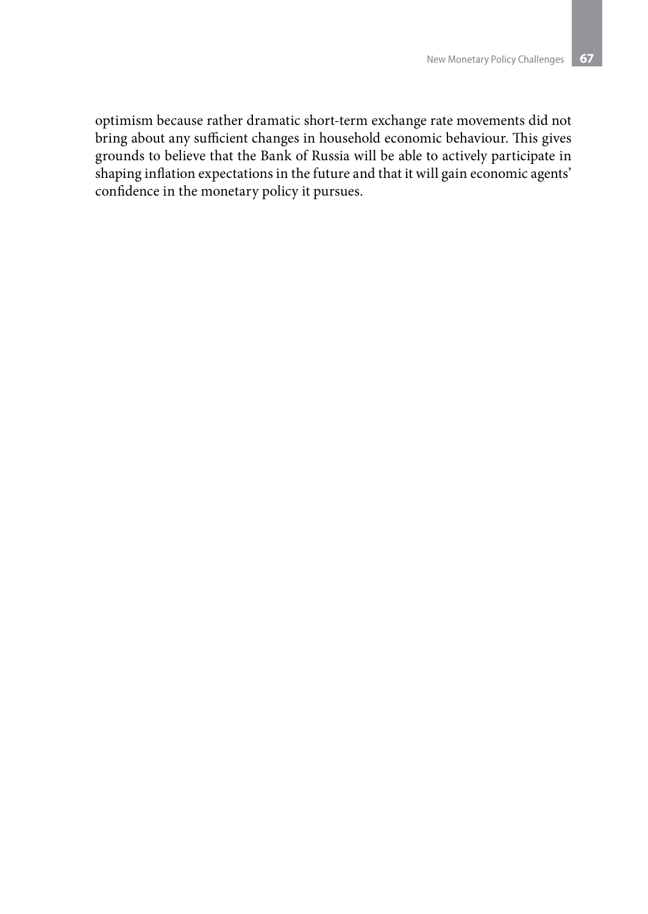optimism because rather dramatic short-term exchange rate movements did not bring about any sufficient changes in household economic behaviour. This gives grounds to believe that the Bank of Russia will be able to actively participate in shaping inflation expectations in the future and that it will gain economic agents' confidence in the monetary policy it pursues.